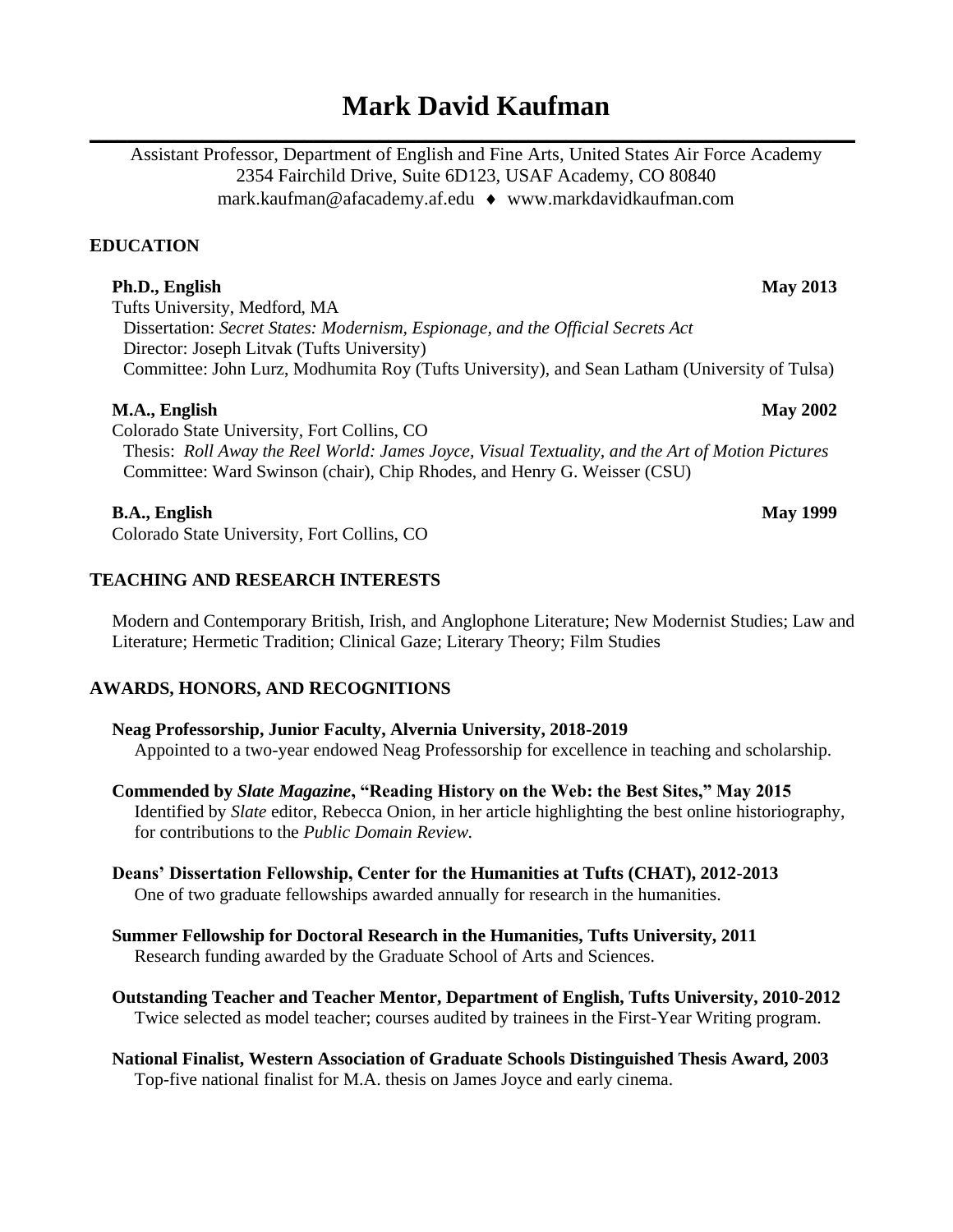# Mark David Kaufman

Assistant Professor, Department of English and Fine Arts, United States Air Force Academy
2354 Fairchild Drive, Suite 6D123, USAF Academy, CO 80840
mark.kaufman@afacademy.af.edu ♦ www.markdavidkaufman.com

## EDUCATION

**Ph.D., English** **May 2013**
Tufts University, Medford, MA
Dissertation: *Secret States: Modernism, Espionage, and the Official Secrets Act*
Director: Joseph Litvak (Tufts University)
Committee: John Lurz, Modhumita Roy (Tufts University), and Sean Latham (University of Tulsa)

**M.A., English** **May 2002**
Colorado State University, Fort Collins, CO
Thesis: *Roll Away the Reel World: James Joyce, Visual Textuality, and the Art of Motion Pictures*
Committee: Ward Swinson (chair), Chip Rhodes, and Henry G. Weisser (CSU)

**B.A., English** **May 1999**
Colorado State University, Fort Collins, CO

## TEACHING AND RESEARCH INTERESTS

Modern and Contemporary British, Irish, and Anglophone Literature; New Modernist Studies; Law and Literature; Hermetic Tradition; Clinical Gaze; Literary Theory; Film Studies

## AWARDS, HONORS, AND RECOGNITIONS

**Neag Professorship, Junior Faculty, Alvernia University, 2018-2019**
Appointed to a two-year endowed Neag Professorship for excellence in teaching and scholarship.

**Commended by *Slate Magazine*, "Reading History on the Web: the Best Sites," May 2015**
Identified by *Slate* editor, Rebecca Onion, in her article highlighting the best online historiography, for contributions to the *Public Domain Review.*

**Deans' Dissertation Fellowship, Center for the Humanities at Tufts (CHAT), 2012-2013**
One of two graduate fellowships awarded annually for research in the humanities.

**Summer Fellowship for Doctoral Research in the Humanities, Tufts University, 2011**
Research funding awarded by the Graduate School of Arts and Sciences.

**Outstanding Teacher and Teacher Mentor, Department of English, Tufts University, 2010-2012**
Twice selected as model teacher; courses audited by trainees in the First-Year Writing program.

**National Finalist, Western Association of Graduate Schools Distinguished Thesis Award, 2003**
Top-five national finalist for M.A. thesis on James Joyce and early cinema.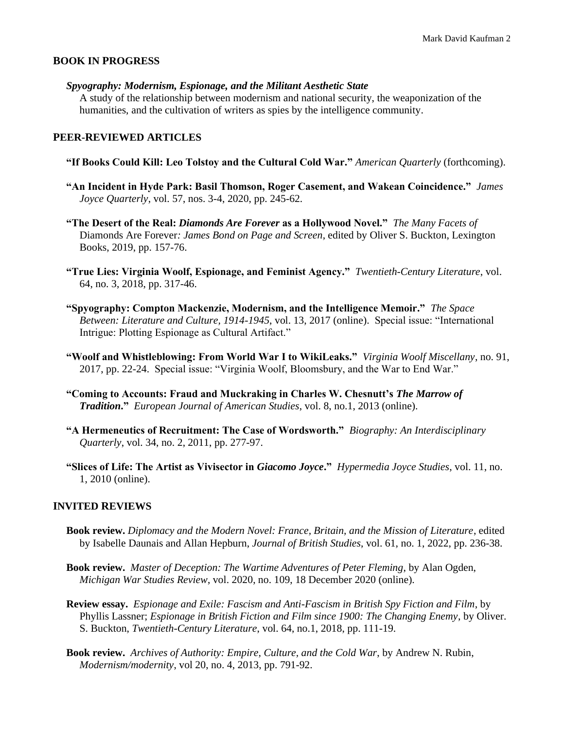## BOOK IN PROGRESS

***Spyography: Modernism, Espionage, and the Militant Aesthetic State***
A study of the relationship between modernism and national security, the weaponization of the humanities, and the cultivation of writers as spies by the intelligence community.

## PEER-REVIEWED ARTICLES

**"If Books Could Kill: Leo Tolstoy and the Cultural Cold War."** *American Quarterly* (forthcoming).

**"An Incident in Hyde Park: Basil Thomson, Roger Casement, and Wakean Coincidence."** *James Joyce Quarterly*, vol. 57, nos. 3-4, 2020, pp. 245-62.

**"The Desert of the Real: *Diamonds Are Forever* as a Hollywood Novel."** *The Many Facets of* Diamonds Are Forever*: James Bond on Page and Screen*, edited by Oliver S. Buckton, Lexington Books, 2019, pp. 157-76.

**"True Lies: Virginia Woolf, Espionage, and Feminist Agency."** *Twentieth-Century Literature*, vol. 64, no. 3, 2018, pp. 317-46.

**"Spyography: Compton Mackenzie, Modernism, and the Intelligence Memoir."** *The Space Between: Literature and Culture, 1914-1945*, vol. 13, 2017 (online). Special issue: "International Intrigue: Plotting Espionage as Cultural Artifact."

**"Woolf and Whistleblowing: From World War I to WikiLeaks."** *Virginia Woolf Miscellany*, no. 91, 2017, pp. 22-24. Special issue: "Virginia Woolf, Bloomsbury, and the War to End War."

**"Coming to Accounts: Fraud and Muckraking in Charles W. Chesnutt's *The Marrow of Tradition*."** *European Journal of American Studies*, vol. 8, no.1, 2013 (online).

**"A Hermeneutics of Recruitment: The Case of Wordsworth."** *Biography: An Interdisciplinary Quarterly*, vol. 34, no. 2, 2011, pp. 277-97.

**"Slices of Life: The Artist as Vivisector in *Giacomo Joyce*."** *Hypermedia Joyce Studies*, vol. 11, no. 1, 2010 (online).

## INVITED REVIEWS

**Book review.** *Diplomacy and the Modern Novel: France, Britain, and the Mission of Literature*, edited by Isabelle Daunais and Allan Hepburn, *Journal of British Studies*, vol. 61, no. 1, 2022, pp. 236-38.

**Book review.** *Master of Deception: The Wartime Adventures of Peter Fleming*, by Alan Ogden, *Michigan War Studies Review*, vol. 2020, no. 109, 18 December 2020 (online).

**Review essay.** *Espionage and Exile: Fascism and Anti-Fascism in British Spy Fiction and Film*, by Phyllis Lassner; *Espionage in British Fiction and Film since 1900: The Changing Enemy*, by Oliver. S. Buckton, *Twentieth-Century Literature*, vol. 64, no.1, 2018, pp. 111-19.

**Book review.** *Archives of Authority: Empire, Culture, and the Cold War*, by Andrew N. Rubin, *Modernism/modernity*, vol 20, no. 4, 2013, pp. 791-92.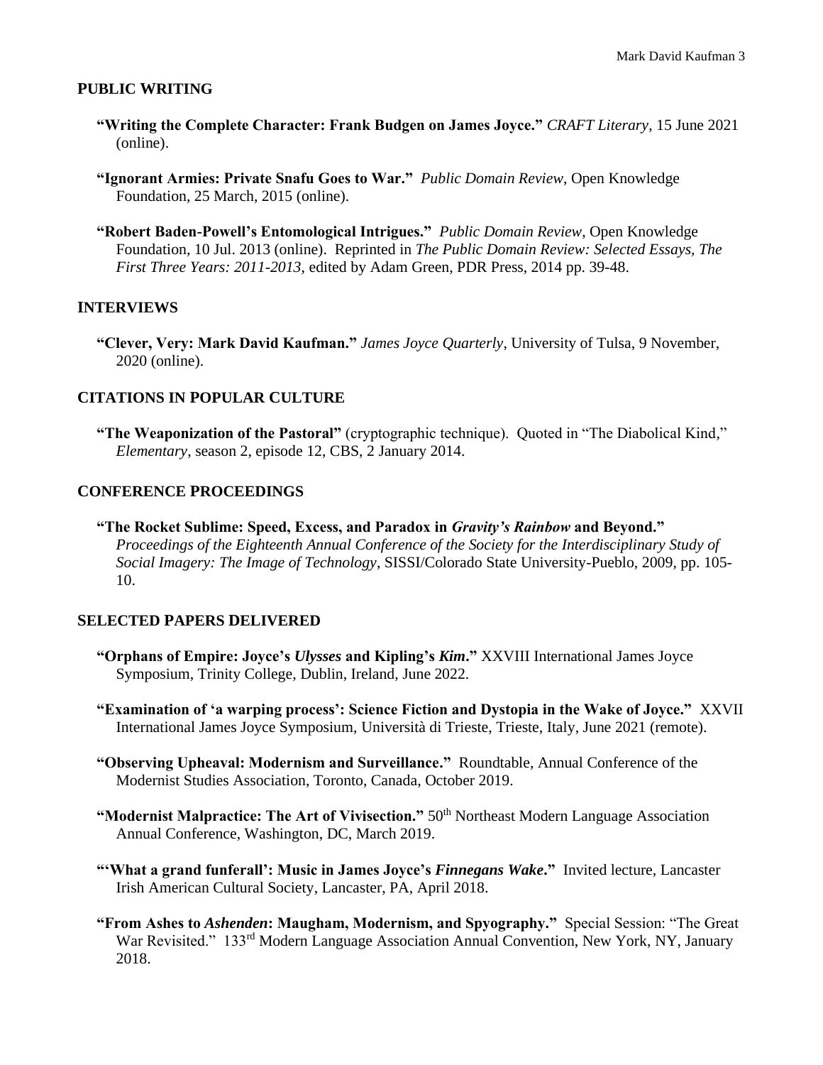## PUBLIC WRITING

**"Writing the Complete Character: Frank Budgen on James Joyce."** *CRAFT Literary*, 15 June 2021 (online).

**"Ignorant Armies: Private Snafu Goes to War."** *Public Domain Review*, Open Knowledge Foundation, 25 March, 2015 (online).

**"Robert Baden-Powell's Entomological Intrigues."** *Public Domain Review*, Open Knowledge Foundation, 10 Jul. 2013 (online). Reprinted in *The Public Domain Review: Selected Essays, The First Three Years: 2011-2013*, edited by Adam Green, PDR Press, 2014 pp. 39-48.

## INTERVIEWS

**"Clever, Very: Mark David Kaufman."** *James Joyce Quarterly*, University of Tulsa, 9 November, 2020 (online).

## CITATIONS IN POPULAR CULTURE

**"The Weaponization of the Pastoral"** (cryptographic technique). Quoted in "The Diabolical Kind," *Elementary*, season 2, episode 12, CBS, 2 January 2014.

## CONFERENCE PROCEEDINGS

**"The Rocket Sublime: Speed, Excess, and Paradox in *Gravity's Rainbow* and Beyond."** *Proceedings of the Eighteenth Annual Conference of the Society for the Interdisciplinary Study of Social Imagery: The Image of Technology*, SISSI/Colorado State University-Pueblo, 2009, pp. 105-10.

## SELECTED PAPERS DELIVERED

**"Orphans of Empire: Joyce's *Ulysses* and Kipling's *Kim*."** XXVIII International James Joyce Symposium, Trinity College, Dublin, Ireland, June 2022.

**"Examination of 'a warping process': Science Fiction and Dystopia in the Wake of Joyce."** XXVII International James Joyce Symposium, Università di Trieste, Trieste, Italy, June 2021 (remote).

**"Observing Upheaval: Modernism and Surveillance."** Roundtable, Annual Conference of the Modernist Studies Association, Toronto, Canada, October 2019.

**"Modernist Malpractice: The Art of Vivisection."** 50th Northeast Modern Language Association Annual Conference, Washington, DC, March 2019.

**"'What a grand funferall': Music in James Joyce's *Finnegans Wake*."** Invited lecture, Lancaster Irish American Cultural Society, Lancaster, PA, April 2018.

**"From Ashes to *Ashenden*: Maugham, Modernism, and Spyography."** Special Session: "The Great War Revisited." 133rd Modern Language Association Annual Convention, New York, NY, January 2018.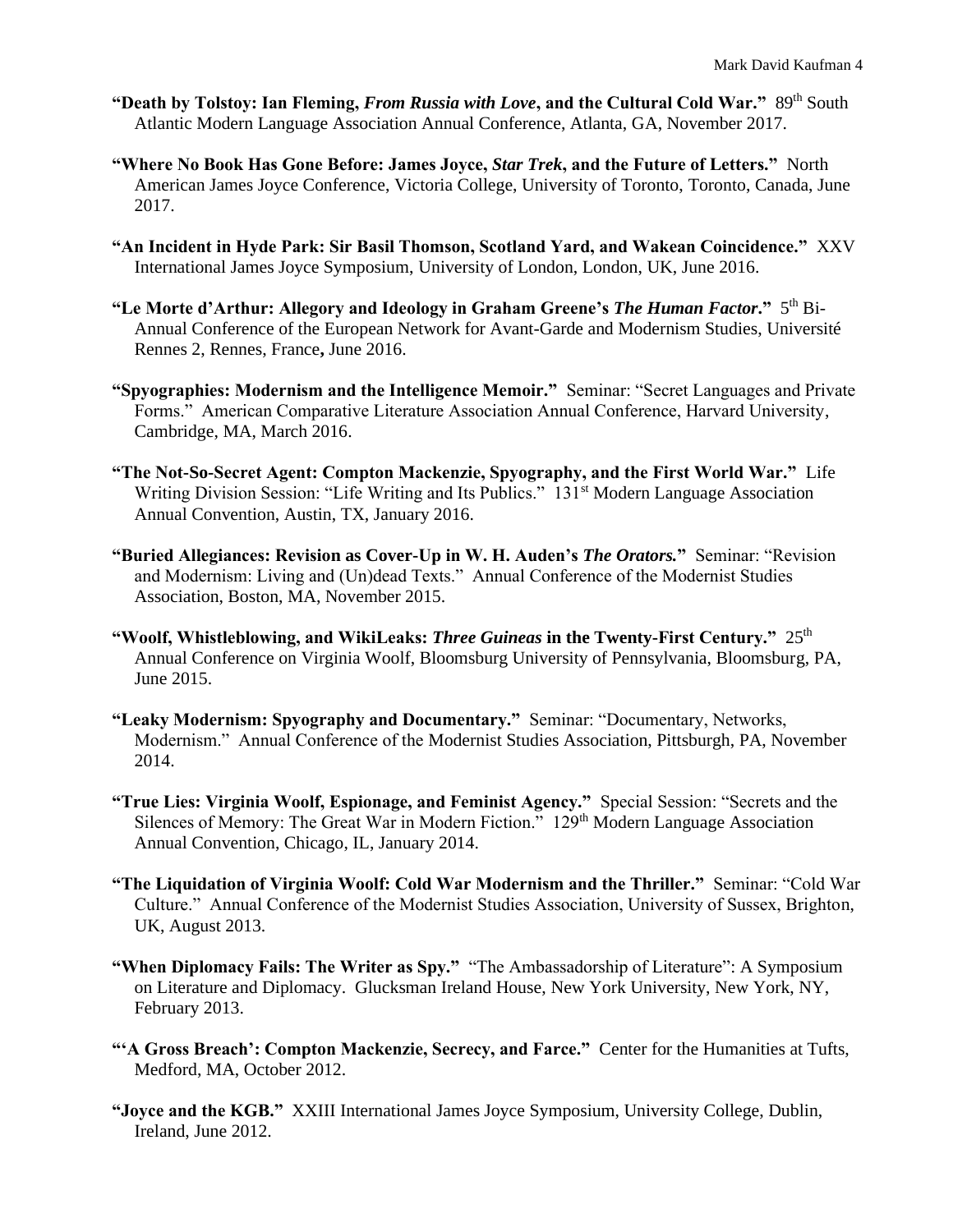**"Death by Tolstoy: Ian Fleming, *From Russia with Love*, and the Cultural Cold War."** 89th South Atlantic Modern Language Association Annual Conference, Atlanta, GA, November 2017.

**"Where No Book Has Gone Before: James Joyce, *Star Trek*, and the Future of Letters."** North American James Joyce Conference, Victoria College, University of Toronto, Toronto, Canada, June 2017.

**"An Incident in Hyde Park: Sir Basil Thomson, Scotland Yard, and Wakean Coincidence."** XXV International James Joyce Symposium, University of London, London, UK, June 2016.

**"Le Morte d'Arthur: Allegory and Ideology in Graham Greene's *The Human Factor*."** 5th Bi-Annual Conference of the European Network for Avant-Garde and Modernism Studies, Université Rennes 2, Rennes, France, June 2016.

**"Spyographies: Modernism and the Intelligence Memoir."** Seminar: "Secret Languages and Private Forms." American Comparative Literature Association Annual Conference, Harvard University, Cambridge, MA, March 2016.

**"The Not-So-Secret Agent: Compton Mackenzie, Spyography, and the First World War."** Life Writing Division Session: "Life Writing and Its Publics." 131st Modern Language Association Annual Convention, Austin, TX, January 2016.

**"Buried Allegiances: Revision as Cover-Up in W. H. Auden's *The Orators.*"** Seminar: "Revision and Modernism: Living and (Un)dead Texts." Annual Conference of the Modernist Studies Association, Boston, MA, November 2015.

**"Woolf, Whistleblowing, and WikiLeaks: *Three Guineas* in the Twenty-First Century."** 25th Annual Conference on Virginia Woolf, Bloomsburg University of Pennsylvania, Bloomsburg, PA, June 2015.

**"Leaky Modernism: Spyography and Documentary."** Seminar: "Documentary, Networks, Modernism." Annual Conference of the Modernist Studies Association, Pittsburgh, PA, November 2014.

**"True Lies: Virginia Woolf, Espionage, and Feminist Agency."** Special Session: "Secrets and the Silences of Memory: The Great War in Modern Fiction." 129th Modern Language Association Annual Convention, Chicago, IL, January 2014.

**"The Liquidation of Virginia Woolf: Cold War Modernism and the Thriller."** Seminar: "Cold War Culture." Annual Conference of the Modernist Studies Association, University of Sussex, Brighton, UK, August 2013.

**"When Diplomacy Fails: The Writer as Spy."** "The Ambassadorship of Literature": A Symposium on Literature and Diplomacy. Glucksman Ireland House, New York University, New York, NY, February 2013.

**"'A Gross Breach': Compton Mackenzie, Secrecy, and Farce."** Center for the Humanities at Tufts, Medford, MA, October 2012.

**"Joyce and the KGB."** XXIII International James Joyce Symposium, University College, Dublin, Ireland, June 2012.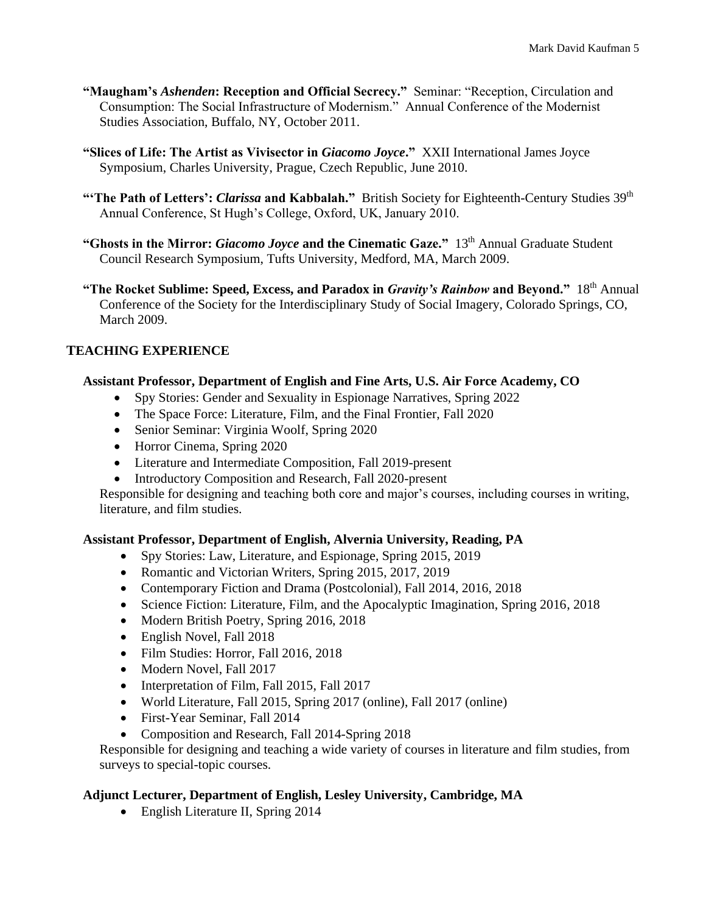**"Maugham's *Ashenden*: Reception and Official Secrecy."** Seminar: "Reception, Circulation and Consumption: The Social Infrastructure of Modernism." Annual Conference of the Modernist Studies Association, Buffalo, NY, October 2011.

**"Slices of Life: The Artist as Vivisector in *Giacomo Joyce*."** XXII International James Joyce Symposium, Charles University, Prague, Czech Republic, June 2010.

**"'The Path of Letters': *Clarissa* and Kabbalah."** British Society for Eighteenth-Century Studies 39th Annual Conference, St Hugh's College, Oxford, UK, January 2010.

**"Ghosts in the Mirror: *Giacomo Joyce* and the Cinematic Gaze."** 13th Annual Graduate Student Council Research Symposium, Tufts University, Medford, MA, March 2009.

**"The Rocket Sublime: Speed, Excess, and Paradox in *Gravity's Rainbow* and Beyond."** 18th Annual Conference of the Society for the Interdisciplinary Study of Social Imagery, Colorado Springs, CO, March 2009.

## TEACHING EXPERIENCE

**Assistant Professor, Department of English and Fine Arts, U.S. Air Force Academy, CO**

- Spy Stories: Gender and Sexuality in Espionage Narratives, Spring 2022
- The Space Force: Literature, Film, and the Final Frontier, Fall 2020
- Senior Seminar: Virginia Woolf, Spring 2020
- Horror Cinema, Spring 2020
- Literature and Intermediate Composition, Fall 2019-present
- Introductory Composition and Research, Fall 2020-present

Responsible for designing and teaching both core and major's courses, including courses in writing, literature, and film studies.

**Assistant Professor, Department of English, Alvernia University, Reading, PA**

- Spy Stories: Law, Literature, and Espionage, Spring 2015, 2019
- Romantic and Victorian Writers, Spring 2015, 2017, 2019
- Contemporary Fiction and Drama (Postcolonial), Fall 2014, 2016, 2018
- Science Fiction: Literature, Film, and the Apocalyptic Imagination, Spring 2016, 2018
- Modern British Poetry, Spring 2016, 2018
- English Novel, Fall 2018
- Film Studies: Horror, Fall 2016, 2018
- Modern Novel, Fall 2017
- Interpretation of Film, Fall 2015, Fall 2017
- World Literature, Fall 2015, Spring 2017 (online), Fall 2017 (online)
- First-Year Seminar, Fall 2014
- Composition and Research, Fall 2014-Spring 2018

Responsible for designing and teaching a wide variety of courses in literature and film studies, from surveys to special-topic courses.

**Adjunct Lecturer, Department of English, Lesley University, Cambridge, MA**

- English Literature II, Spring 2014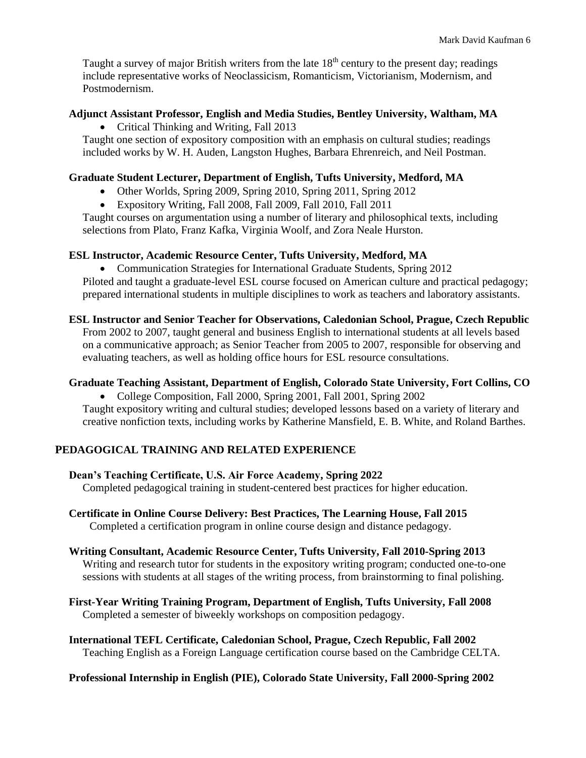Taught a survey of major British writers from the late 18th century to the present day; readings include representative works of Neoclassicism, Romanticism, Victorianism, Modernism, and Postmodernism.

**Adjunct Assistant Professor, English and Media Studies, Bentley University, Waltham, MA**

- Critical Thinking and Writing, Fall 2013

Taught one section of expository composition with an emphasis on cultural studies; readings included works by W. H. Auden, Langston Hughes, Barbara Ehrenreich, and Neil Postman.

**Graduate Student Lecturer, Department of English, Tufts University, Medford, MA**

- Other Worlds, Spring 2009, Spring 2010, Spring 2011, Spring 2012
- Expository Writing, Fall 2008, Fall 2009, Fall 2010, Fall 2011

Taught courses on argumentation using a number of literary and philosophical texts, including selections from Plato, Franz Kafka, Virginia Woolf, and Zora Neale Hurston.

**ESL Instructor, Academic Resource Center, Tufts University, Medford, MA**

- Communication Strategies for International Graduate Students, Spring 2012

Piloted and taught a graduate-level ESL course focused on American culture and practical pedagogy; prepared international students in multiple disciplines to work as teachers and laboratory assistants.

**ESL Instructor and Senior Teacher for Observations, Caledonian School, Prague, Czech Republic**

From 2002 to 2007, taught general and business English to international students at all levels based on a communicative approach; as Senior Teacher from 2005 to 2007, responsible for observing and evaluating teachers, as well as holding office hours for ESL resource consultations.

**Graduate Teaching Assistant, Department of English, Colorado State University, Fort Collins, CO**

- College Composition, Fall 2000, Spring 2001, Fall 2001, Spring 2002

Taught expository writing and cultural studies; developed lessons based on a variety of literary and creative nonfiction texts, including works by Katherine Mansfield, E. B. White, and Roland Barthes.

## PEDAGOGICAL TRAINING AND RELATED EXPERIENCE

**Dean's Teaching Certificate, U.S. Air Force Academy, Spring 2022**

Completed pedagogical training in student-centered best practices for higher education.

**Certificate in Online Course Delivery: Best Practices, The Learning House, Fall 2015**

Completed a certification program in online course design and distance pedagogy.

**Writing Consultant, Academic Resource Center, Tufts University, Fall 2010-Spring 2013**

Writing and research tutor for students in the expository writing program; conducted one-to-one sessions with students at all stages of the writing process, from brainstorming to final polishing.

**First-Year Writing Training Program, Department of English, Tufts University, Fall 2008**

Completed a semester of biweekly workshops on composition pedagogy.

**International TEFL Certificate, Caledonian School, Prague, Czech Republic, Fall 2002**

Teaching English as a Foreign Language certification course based on the Cambridge CELTA.

**Professional Internship in English (PIE), Colorado State University, Fall 2000-Spring 2002**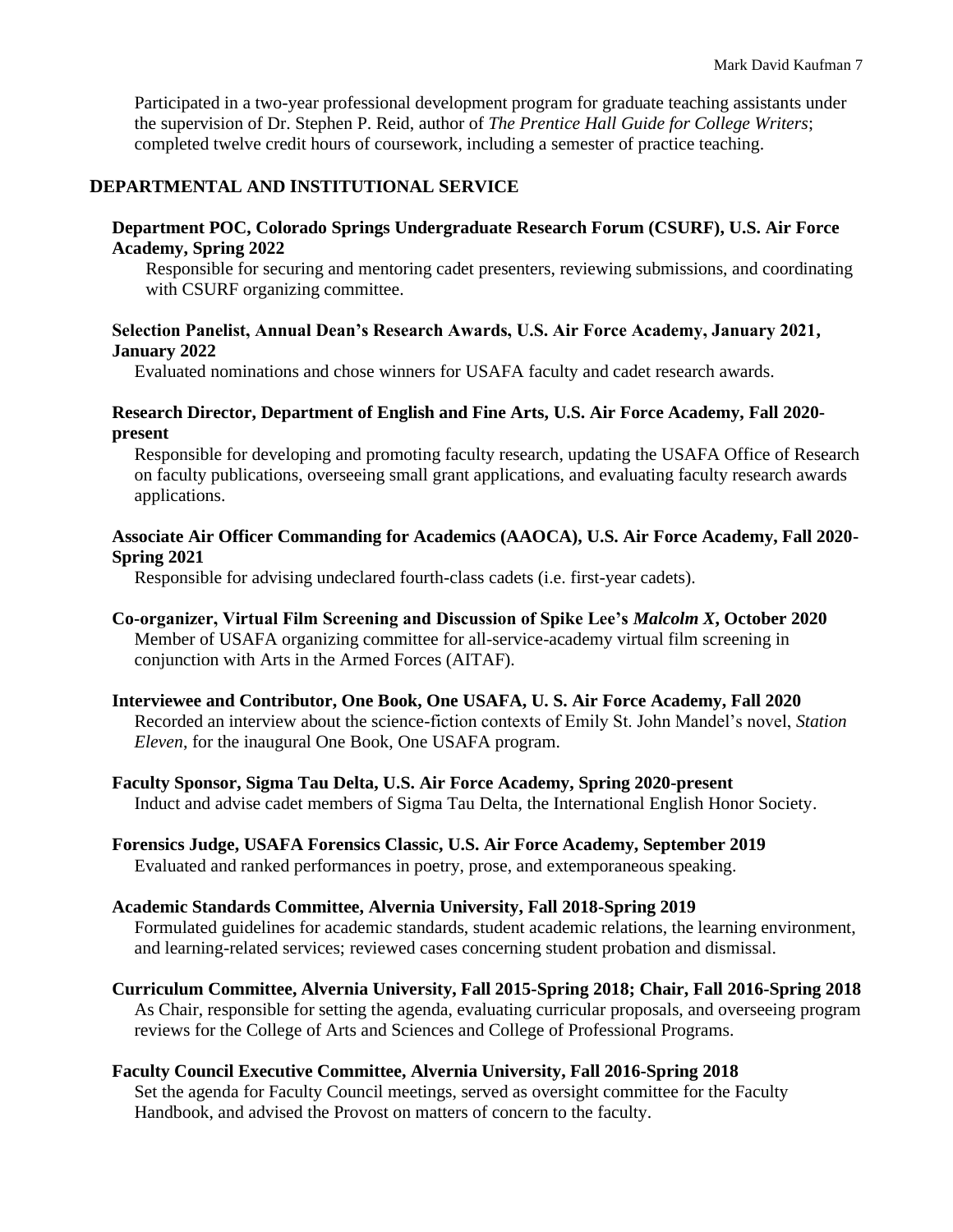Participated in a two-year professional development program for graduate teaching assistants under the supervision of Dr. Stephen P. Reid, author of *The Prentice Hall Guide for College Writers*; completed twelve credit hours of coursework, including a semester of practice teaching.

## DEPARTMENTAL AND INSTITUTIONAL SERVICE

**Department POC, Colorado Springs Undergraduate Research Forum (CSURF), U.S. Air Force Academy, Spring 2022**

Responsible for securing and mentoring cadet presenters, reviewing submissions, and coordinating with CSURF organizing committee.

**Selection Panelist, Annual Dean's Research Awards, U.S. Air Force Academy, January 2021, January 2022**

Evaluated nominations and chose winners for USAFA faculty and cadet research awards.

**Research Director, Department of English and Fine Arts, U.S. Air Force Academy, Fall 2020-present**

Responsible for developing and promoting faculty research, updating the USAFA Office of Research on faculty publications, overseeing small grant applications, and evaluating faculty research awards applications.

**Associate Air Officer Commanding for Academics (AAOCA), U.S. Air Force Academy, Fall 2020-Spring 2021**

Responsible for advising undeclared fourth-class cadets (i.e. first-year cadets).

**Co-organizer, Virtual Film Screening and Discussion of Spike Lee's *Malcolm X*, October 2020**

Member of USAFA organizing committee for all-service-academy virtual film screening in conjunction with Arts in the Armed Forces (AITAF).

**Interviewee and Contributor, One Book, One USAFA, U. S. Air Force Academy, Fall 2020**

Recorded an interview about the science-fiction contexts of Emily St. John Mandel's novel, *Station Eleven*, for the inaugural One Book, One USAFA program.

**Faculty Sponsor, Sigma Tau Delta, U.S. Air Force Academy, Spring 2020-present**

Induct and advise cadet members of Sigma Tau Delta, the International English Honor Society.

**Forensics Judge, USAFA Forensics Classic, U.S. Air Force Academy, September 2019**

Evaluated and ranked performances in poetry, prose, and extemporaneous speaking.

**Academic Standards Committee, Alvernia University, Fall 2018-Spring 2019**

Formulated guidelines for academic standards, student academic relations, the learning environment, and learning-related services; reviewed cases concerning student probation and dismissal.

**Curriculum Committee, Alvernia University, Fall 2015-Spring 2018; Chair, Fall 2016-Spring 2018**

As Chair, responsible for setting the agenda, evaluating curricular proposals, and overseeing program reviews for the College of Arts and Sciences and College of Professional Programs.

**Faculty Council Executive Committee, Alvernia University, Fall 2016-Spring 2018**

Set the agenda for Faculty Council meetings, served as oversight committee for the Faculty Handbook, and advised the Provost on matters of concern to the faculty.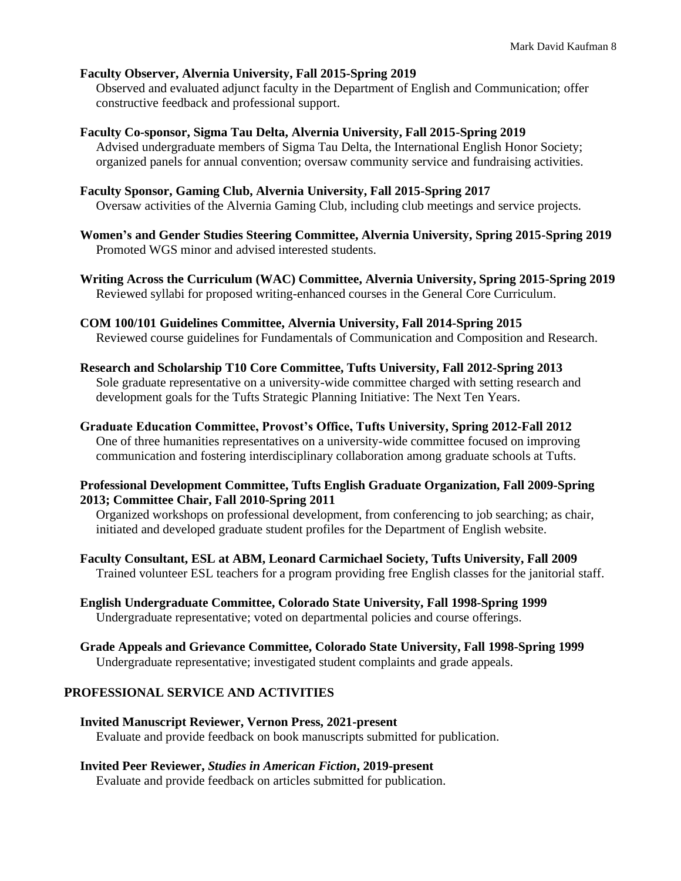**Faculty Observer, Alvernia University, Fall 2015-Spring 2019**
Observed and evaluated adjunct faculty in the Department of English and Communication; offer constructive feedback and professional support.

**Faculty Co-sponsor, Sigma Tau Delta, Alvernia University, Fall 2015-Spring 2019**
Advised undergraduate members of Sigma Tau Delta, the International English Honor Society; organized panels for annual convention; oversaw community service and fundraising activities.

**Faculty Sponsor, Gaming Club, Alvernia University, Fall 2015-Spring 2017**
Oversaw activities of the Alvernia Gaming Club, including club meetings and service projects.

**Women's and Gender Studies Steering Committee, Alvernia University, Spring 2015-Spring 2019**
Promoted WGS minor and advised interested students.

**Writing Across the Curriculum (WAC) Committee, Alvernia University, Spring 2015-Spring 2019**
Reviewed syllabi for proposed writing-enhanced courses in the General Core Curriculum.

**COM 100/101 Guidelines Committee, Alvernia University, Fall 2014-Spring 2015**
Reviewed course guidelines for Fundamentals of Communication and Composition and Research.

**Research and Scholarship T10 Core Committee, Tufts University, Fall 2012-Spring 2013**
Sole graduate representative on a university-wide committee charged with setting research and development goals for the Tufts Strategic Planning Initiative: The Next Ten Years.

**Graduate Education Committee, Provost's Office, Tufts University, Spring 2012-Fall 2012**
One of three humanities representatives on a university-wide committee focused on improving communication and fostering interdisciplinary collaboration among graduate schools at Tufts.

**Professional Development Committee, Tufts English Graduate Organization, Fall 2009-Spring 2013; Committee Chair, Fall 2010-Spring 2011**
Organized workshops on professional development, from conferencing to job searching; as chair, initiated and developed graduate student profiles for the Department of English website.

**Faculty Consultant, ESL at ABM, Leonard Carmichael Society, Tufts University, Fall 2009**
Trained volunteer ESL teachers for a program providing free English classes for the janitorial staff.

**English Undergraduate Committee, Colorado State University, Fall 1998-Spring 1999**
Undergraduate representative; voted on departmental policies and course offerings.

**Grade Appeals and Grievance Committee, Colorado State University, Fall 1998-Spring 1999**
Undergraduate representative; investigated student complaints and grade appeals.

## PROFESSIONAL SERVICE AND ACTIVITIES

**Invited Manuscript Reviewer, Vernon Press, 2021-present**
Evaluate and provide feedback on book manuscripts submitted for publication.

**Invited Peer Reviewer, *Studies in American Fiction*, 2019-present**
Evaluate and provide feedback on articles submitted for publication.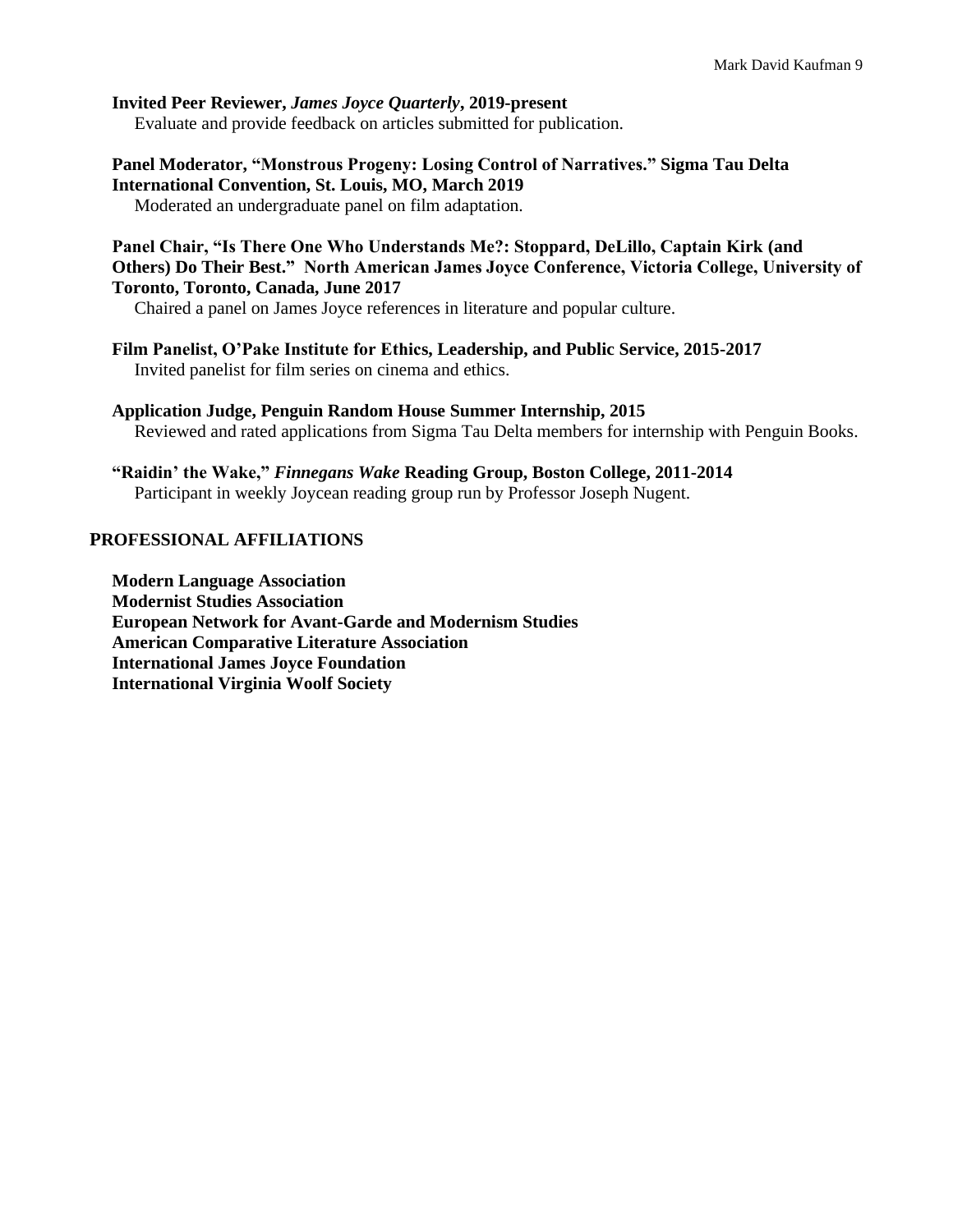**Invited Peer Reviewer, *James Joyce Quarterly*, 2019-present**
Evaluate and provide feedback on articles submitted for publication.

**Panel Moderator, "Monstrous Progeny: Losing Control of Narratives." Sigma Tau Delta International Convention, St. Louis, MO, March 2019**
Moderated an undergraduate panel on film adaptation.

**Panel Chair, "Is There One Who Understands Me?: Stoppard, DeLillo, Captain Kirk (and Others) Do Their Best." North American James Joyce Conference, Victoria College, University of Toronto, Toronto, Canada, June 2017**
Chaired a panel on James Joyce references in literature and popular culture.

**Film Panelist, O'Pake Institute for Ethics, Leadership, and Public Service, 2015-2017**
Invited panelist for film series on cinema and ethics.

**Application Judge, Penguin Random House Summer Internship, 2015**
Reviewed and rated applications from Sigma Tau Delta members for internship with Penguin Books.

**"Raidin' the Wake," *Finnegans Wake* Reading Group, Boston College, 2011-2014**
Participant in weekly Joycean reading group run by Professor Joseph Nugent.

## PROFESSIONAL AFFILIATIONS

**Modern Language Association**
**Modernist Studies Association**
**European Network for Avant-Garde and Modernism Studies**
**American Comparative Literature Association**
**International James Joyce Foundation**
**International Virginia Woolf Society**